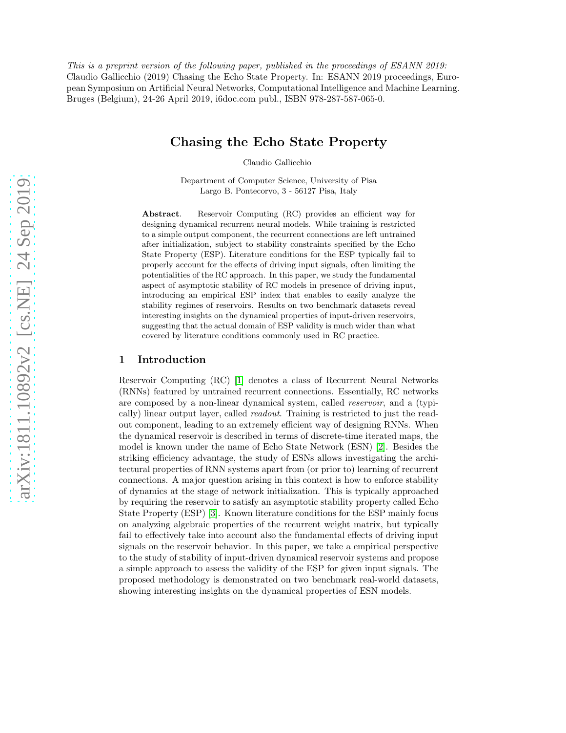*This is a preprint version of the following paper, published in the proceedings of ESANN 2019:* Claudio Gallicchio (2019) Chasing the Echo State Property. In: ESANN 2019 proceedings, European Symposium on Artificial Neural Networks, Computational Intelligence and Machine Learning. Bruges (Belgium), 24-26 April 2019, i6doc.com publ., ISBN 978-287-587-065-0.

# Chasing the Echo State Property

Claudio Gallicchio

Department of Computer Science, University of Pisa
Largo B. Pontecorvo, 3 - 56127 Pisa, Italy

**Abstract**. Reservoir Computing (RC) provides an efficient way for designing dynamical recurrent neural models. While training is restricted to a simple output component, the recurrent connections are left untrained after initialization, subject to stability constraints specified by the Echo State Property (ESP). Literature conditions for the ESP typically fail to properly account for the effects of driving input signals, often limiting the potentialities of the RC approach. In this paper, we study the fundamental aspect of asymptotic stability of RC models in presence of driving input, introducing an empirical ESP index that enables to easily analyze the stability regimes of reservoirs. Results on two benchmark datasets reveal interesting insights on the dynamical properties of input-driven reservoirs, suggesting that the actual domain of ESP validity is much wider than what covered by literature conditions commonly used in RC practice.

## 1 Introduction

Reservoir Computing (RC) [1] denotes a class of Recurrent Neural Networks (RNNs) featured by untrained recurrent connections. Essentially, RC networks are composed by a non-linear dynamical system, called *reservoir*, and a (typically) linear output layer, called *readout*. Training is restricted to just the readout component, leading to an extremely efficient way of designing RNNs. When the dynamical reservoir is described in terms of discrete-time iterated maps, the model is known under the name of Echo State Network (ESN) [2]. Besides the striking efficiency advantage, the study of ESNs allows investigating the architectural properties of RNN systems apart from (or prior to) learning of recurrent connections. A major question arising in this context is how to enforce stability of dynamics at the stage of network initialization. This is typically approached by requiring the reservoir to satisfy an asymptotic stability property called Echo State Property (ESP) [3]. Known literature conditions for the ESP mainly focus on analyzing algebraic properties of the recurrent weight matrix, but typically fail to effectively take into account also the fundamental effects of driving input signals on the reservoir behavior. In this paper, we take a empirical perspective to the study of stability of input-driven dynamical reservoir systems and propose a simple approach to assess the validity of the ESP for given input signals. The proposed methodology is demonstrated on two benchmark real-world datasets, showing interesting insights on the dynamical properties of ESN models.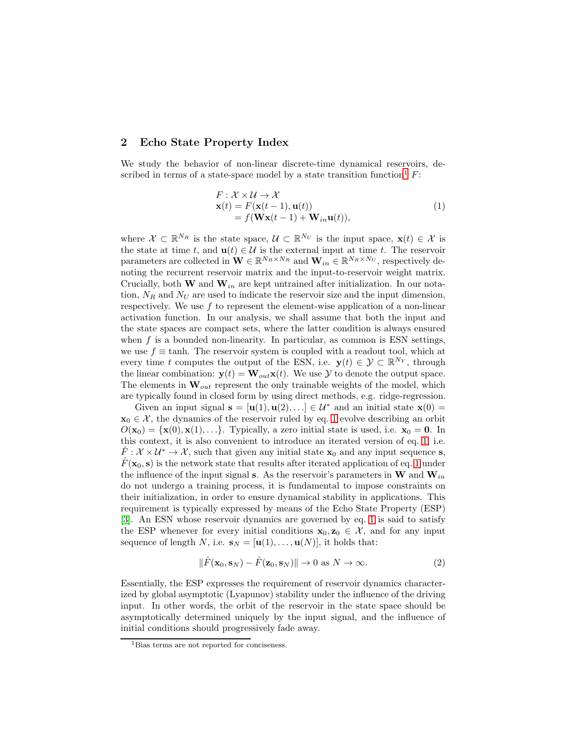## 2 Echo State Property Index

We study the behavior of non-linear discrete-time dynamical reservoirs, described in terms of a state-space model by a state transition function[1] $F$:

$$
\begin{aligned}
& F : \mathcal{X} \times \mathcal{U} \to \mathcal{X} \\
& \mathbf{x}(t) = F(\mathbf{x}(t-1), \mathbf{u}(t)) \\
& \quad\;\; = f(\mathbf{W}\mathbf{x}(t-1) + \mathbf{W}_{in}\mathbf{u}(t)),
\end{aligned}
\tag{1}
$$

where $\mathcal{X} \subset \mathbb{R}^{N_R}$ is the state space, $\mathcal{U} \subset \mathbb{R}^{N_U}$ is the input space, $\mathbf{x}(t) \in \mathcal{X}$ is the state at time $t$, and $\mathbf{u}(t) \in \mathcal{U}$ is the external input at time $t$. The reservoir parameters are collected in $\mathbf{W} \in \mathbb{R}^{N_R \times N_R}$ and $\mathbf{W}_{in} \in \mathbb{R}^{N_R \times N_U}$, respectively denoting the recurrent reservoir matrix and the input-to-reservoir weight matrix. Crucially, both $\mathbf{W}$ and $\mathbf{W}_{in}$ are kept untrained after initialization. In our notation, $N_R$ and $N_U$ are used to indicate the reservoir size and the input dimension, respectively. We use $f$ to represent the element-wise application of a non-linear activation function. In our analysis, we shall assume that both the input and the state spaces are compact sets, where the latter condition is always ensured when $f$ is a bounded non-linearity. In particular, as common is ESN settings, we use $f \equiv \tanh$. The reservoir system is coupled with a readout tool, which at every time $t$ computes the output of the ESN, i.e. $\mathbf{y}(t) \in \mathcal{Y} \subset \mathbb{R}^{N_Y}$, through the linear combination: $\mathbf{y}(t) = \mathbf{W}_{out}\mathbf{x}(t)$. We use $\mathcal{Y}$ to denote the output space. The elements in $\mathbf{W}_{out}$ represent the only trainable weights of the model, which are typically found in closed form by using direct methods, e.g. ridge-regression.

Given an input signal $\mathbf{s} = [\mathbf{u}(1), \mathbf{u}(2), \ldots] \in \mathcal{U}^*$ and an initial state $\mathbf{x}(0) = \mathbf{x}_0 \in \mathcal{X}$, the dynamics of the reservoir ruled by eq. 1 evolve describing an orbit $O(\mathbf{x}_0) = \{\mathbf{x}(0), \mathbf{x}(1), \ldots\}$. Typically, a zero initial state is used, i.e. $\mathbf{x}_0 = \mathbf{0}$. In this context, it is also convenient to introduce an iterated version of eq. 1, i.e. $\hat{F} : \mathcal{X} \times \mathcal{U}^* \to \mathcal{X}$, such that given any initial state $\mathbf{x}_0$ and any input sequence $\mathbf{s}$, $\hat{F}(\mathbf{x}_0, \mathbf{s})$ is the network state that results after iterated application of eq. 1 under the influence of the input signal $\mathbf{s}$. As the reservoir's parameters in $\mathbf{W}$ and $\mathbf{W}_{in}$ do not undergo a training process, it is fundamental to impose constraints on their initialization, in order to ensure dynamical stability in applications. This requirement is typically expressed by means of the Echo State Property (ESP) [3]. An ESN whose reservoir dynamics are governed by eq. 1 is said to satisfy the ESP whenever for every initial conditions $\mathbf{x}_0, \mathbf{z}_0 \in \mathcal{X}$, and for any input sequence of length $N$, i.e. $\mathbf{s}_N = [\mathbf{u}(1), \ldots, \mathbf{u}(N)]$, it holds that:

$$
\|\hat{F}(\mathbf{x}_0, \mathbf{s}_N) - \hat{F}(\mathbf{z}_0, \mathbf{s}_N)\| \to 0 \text{ as } N \to \infty. \tag{2}
$$

Essentially, the ESP expresses the requirement of reservoir dynamics characterized by global asymptotic (Lyapunov) stability under the influence of the driving input. In other words, the orbit of the reservoir in the state space should be asymptotically determined uniquely by the input signal, and the influence of initial conditions should progressively fade away.

[1] Bias terms are not reported for conciseness.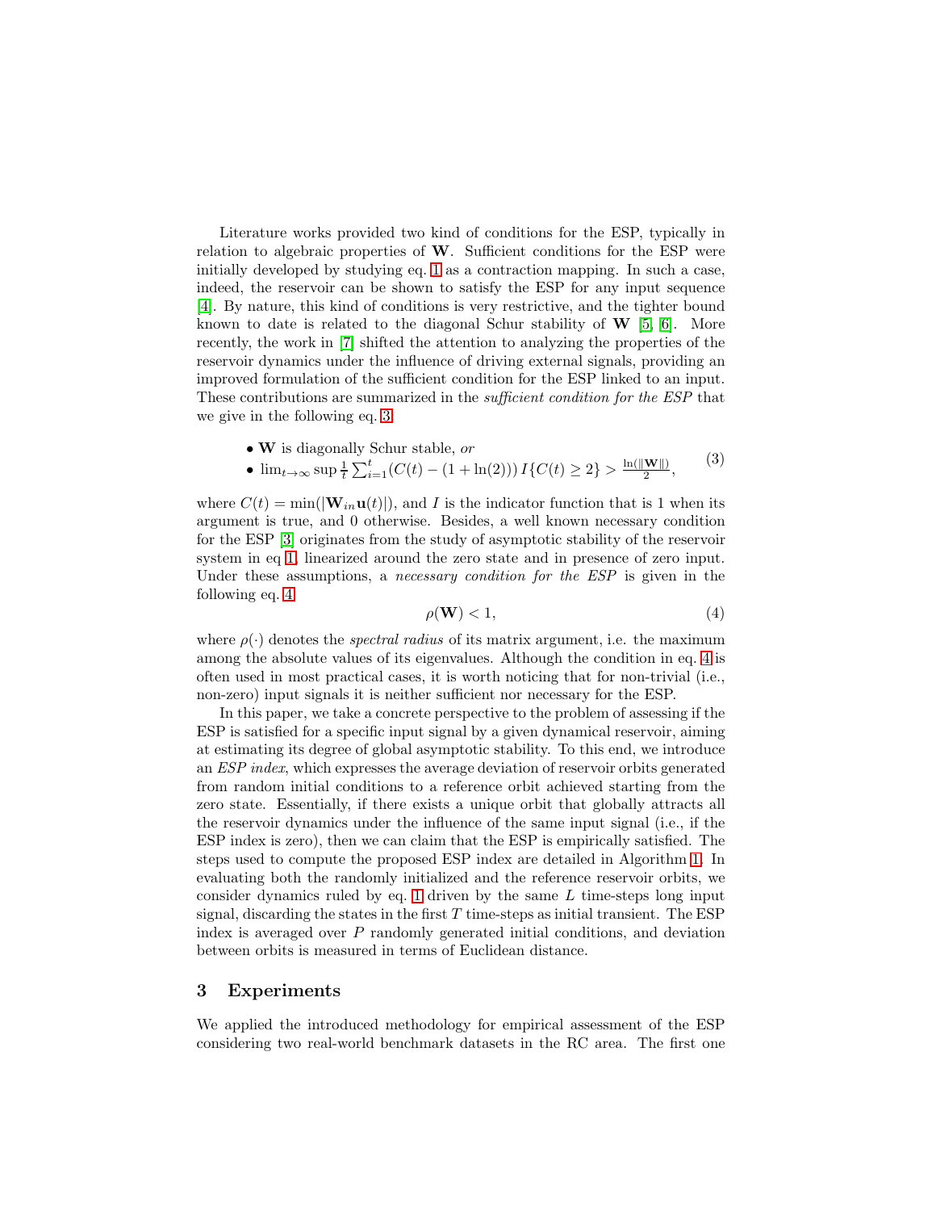Literature works provided two kind of conditions for the ESP, typically in relation to algebraic properties of $\mathbf{W}$. Sufficient conditions for the ESP were initially developed by studying eq. 1 as a contraction mapping. In such a case, indeed, the reservoir can be shown to satisfy the ESP for any input sequence [4]. By nature, this kind of conditions is very restrictive, and the tighter bound known to date is related to the diagonal Schur stability of $\mathbf{W}$ [5, 6]. More recently, the work in [7] shifted the attention to analyzing the properties of the reservoir dynamics under the influence of driving external signals, providing an improved formulation of the sufficient condition for the ESP linked to an input. These contributions are summarized in the *sufficient condition for the ESP* that we give in the following eq. 3:

$$
\begin{aligned}
&\bullet\ \mathbf{W} \text{ is diagonally Schur stable, } \textit{or} \\
&\bullet\ \lim_{t\to\infty} \sup \frac{1}{t} \sum_{i=1}^{t} (C(t) - (1+\ln(2)))\, I\{C(t) \geq 2\} > \frac{\ln(\|\mathbf{W}\|)}{2},
\end{aligned}
\tag{3}
$$

where $C(t) = \min(|\mathbf{W}_{in}\mathbf{u}(t)|)$, and $I$ is the indicator function that is 1 when its argument is true, and 0 otherwise. Besides, a well known necessary condition for the ESP [3] originates from the study of asymptotic stability of the reservoir system in eq 1, linearized around the zero state and in presence of zero input. Under these assumptions, a *necessary condition for the ESP* is given in the following eq. 4

$$
\rho(\mathbf{W}) < 1, \tag{4}
$$

where $\rho(\cdot)$ denotes the *spectral radius* of its matrix argument, i.e. the maximum among the absolute values of its eigenvalues. Although the condition in eq. 4 is often used in most practical cases, it is worth noticing that for non-trivial (i.e., non-zero) input signals it is neither sufficient nor necessary for the ESP.

In this paper, we take a concrete perspective to the problem of assessing if the ESP is satisfied for a specific input signal by a given dynamical reservoir, aiming at estimating its degree of global asymptotic stability. To this end, we introduce an *ESP index*, which expresses the average deviation of reservoir orbits generated from random initial conditions to a reference orbit achieved starting from the zero state. Essentially, if there exists a unique orbit that globally attracts all the reservoir dynamics under the influence of the same input signal (i.e., if the ESP index is zero), then we can claim that the ESP is empirically satisfied. The steps used to compute the proposed ESP index are detailed in Algorithm 1. In evaluating both the randomly initialized and the reference reservoir orbits, we consider dynamics ruled by eq. 1 driven by the same $L$ time-steps long input signal, discarding the states in the first $T$ time-steps as initial transient. The ESP index is averaged over $P$ randomly generated initial conditions, and deviation between orbits is measured in terms of Euclidean distance.

## 3 Experiments

We applied the introduced methodology for empirical assessment of the ESP considering two real-world benchmark datasets in the RC area. The first one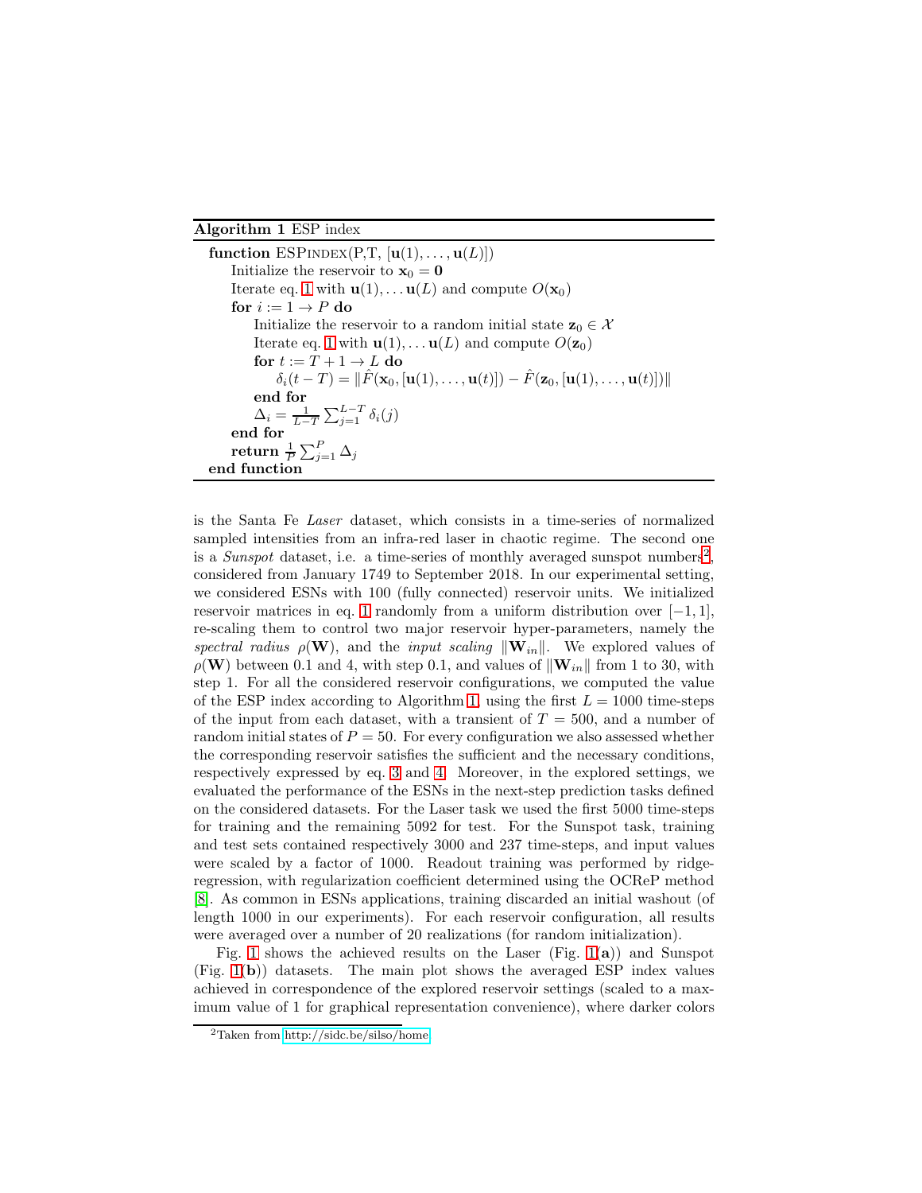**Algorithm 1** ESP index

```
function ESPINDEX(P,T, [u(1),...,u(L)])
    Initialize the reservoir to x_0 = 0
    Iterate eq. 1 with u(1),... u(L) and compute O(x_0)
    for i := 1 → P do
        Initialize the reservoir to a random initial state z_0 ∈ X
        Iterate eq. 1 with u(1),... u(L) and compute O(z_0)
        for t := T + 1 → L do
            δ_i(t − T) = ‖F̂(x_0, [u(1),...,u(t)]) − F̂(z_0, [u(1),...,u(t)])‖
        end for
        Δ_i = 1/(L−T) Σ_{j=1}^{L−T} δ_i(j)
    end for
    return 1/P Σ_{j=1}^{P} Δ_j
end function
```

is the Santa Fe *Laser* dataset, which consists in a time-series of normalized sampled intensities from an infra-red laser in chaotic regime. The second one is a *Sunspot* dataset, i.e. a time-series of monthly averaged sunspot numbers[2], considered from January 1749 to September 2018. In our experimental setting, we considered ESNs with 100 (fully connected) reservoir units. We initialized reservoir matrices in eq. 1 randomly from a uniform distribution over $[-1, 1]$, re-scaling them to control two major reservoir hyper-parameters, namely the *spectral radius* $\rho(\mathbf{W})$, and the *input scaling* $\|\mathbf{W}_{in}\|$. We explored values of $\rho(\mathbf{W})$ between 0.1 and 4, with step 0.1, and values of $\|\mathbf{W}_{in}\|$ from 1 to 30, with step 1. For all the considered reservoir configurations, we computed the value of the ESP index according to Algorithm 1, using the first $L = 1000$ time-steps of the input from each dataset, with a transient of $T = 500$, and a number of random initial states of $P = 50$. For every configuration we also assessed whether the corresponding reservoir satisfies the sufficient and the necessary conditions, respectively expressed by eq. 3 and 4. Moreover, in the explored settings, we evaluated the performance of the ESNs in the next-step prediction tasks defined on the considered datasets. For the Laser task we used the first 5000 time-steps for training and the remaining 5092 for test. For the Sunspot task, training and test sets contained respectively 3000 and 237 time-steps, and input values were scaled by a factor of 1000. Readout training was performed by ridge-regression, with regularization coefficient determined using the OCReP method [8]. As common in ESNs applications, training discarded an initial washout (of length 1000 in our experiments). For each reservoir configuration, all results were averaged over a number of 20 realizations (for random initialization).

Fig. 1 shows the achieved results on the Laser (Fig. 1(**a**)) and Sunspot (Fig. 1(**b**)) datasets. The main plot shows the averaged ESP index values achieved in correspondence of the explored reservoir settings (scaled to a maximum value of 1 for graphical representation convenience), where darker colors

[2] Taken from http://sidc.be/silso/home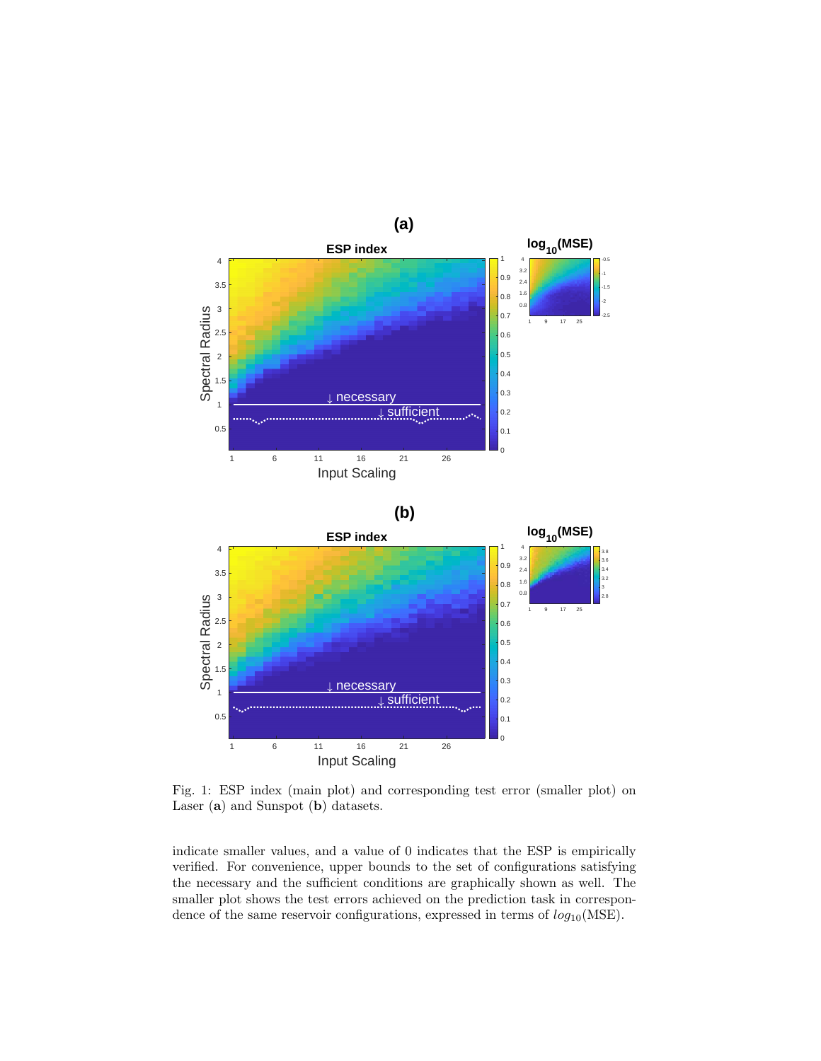Fig. 1: ESP index (main plot) and corresponding test error (smaller plot) on Laser (**a**) and Sunspot (**b**) datasets.

indicate smaller values, and a value of 0 indicates that the ESP is empirically verified. For convenience, upper bounds to the set of configurations satisfying the necessary and the sufficient conditions are graphically shown as well. The smaller plot shows the test errors achieved on the prediction task in correspondence of the same reservoir configurations, expressed in terms of $log_{10}$(MSE).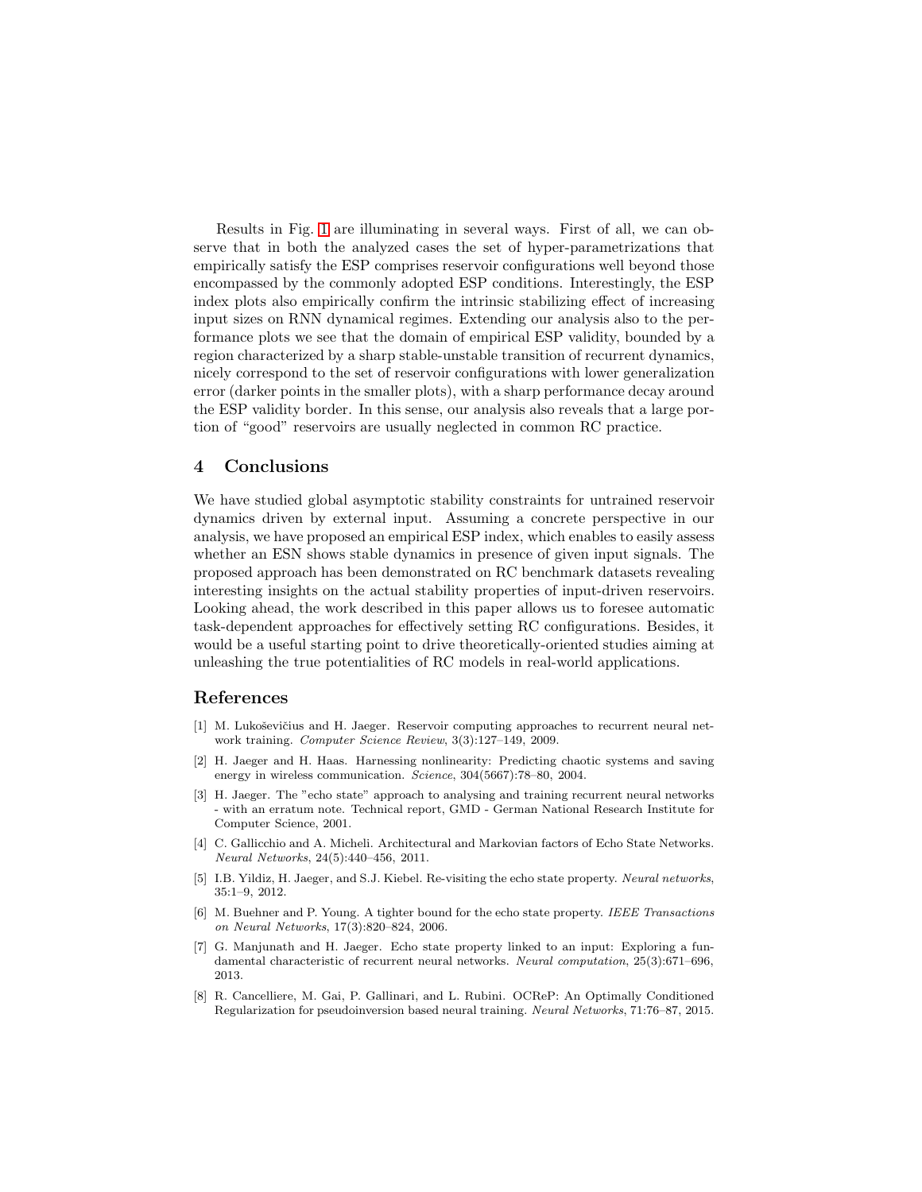Results in Fig. 1 are illuminating in several ways. First of all, we can observe that in both the analyzed cases the set of hyper-parametrizations that empirically satisfy the ESP comprises reservoir configurations well beyond those encompassed by the commonly adopted ESP conditions. Interestingly, the ESP index plots also empirically confirm the intrinsic stabilizing effect of increasing input sizes on RNN dynamical regimes. Extending our analysis also to the performance plots we see that the domain of empirical ESP validity, bounded by a region characterized by a sharp stable-unstable transition of recurrent dynamics, nicely correspond to the set of reservoir configurations with lower generalization error (darker points in the smaller plots), with a sharp performance decay around the ESP validity border. In this sense, our analysis also reveals that a large portion of "good" reservoirs are usually neglected in common RC practice.

## 4 Conclusions

We have studied global asymptotic stability constraints for untrained reservoir dynamics driven by external input. Assuming a concrete perspective in our analysis, we have proposed an empirical ESP index, which enables to easily assess whether an ESN shows stable dynamics in presence of given input signals. The proposed approach has been demonstrated on RC benchmark datasets revealing interesting insights on the actual stability properties of input-driven reservoirs. Looking ahead, the work described in this paper allows us to foresee automatic task-dependent approaches for effectively setting RC configurations. Besides, it would be a useful starting point to drive theoretically-oriented studies aiming at unleashing the true potentialities of RC models in real-world applications.

## References

[1] M. Lukoševičius and H. Jaeger. Reservoir computing approaches to recurrent neural network training. *Computer Science Review*, 3(3):127–149, 2009.

[2] H. Jaeger and H. Haas. Harnessing nonlinearity: Predicting chaotic systems and saving energy in wireless communication. *Science*, 304(5667):78–80, 2004.

[3] H. Jaeger. The "echo state" approach to analysing and training recurrent neural networks - with an erratum note. Technical report, GMD - German National Research Institute for Computer Science, 2001.

[4] C. Gallicchio and A. Micheli. Architectural and Markovian factors of Echo State Networks. *Neural Networks*, 24(5):440–456, 2011.

[5] I.B. Yildiz, H. Jaeger, and S.J. Kiebel. Re-visiting the echo state property. *Neural networks*, 35:1–9, 2012.

[6] M. Buehner and P. Young. A tighter bound for the echo state property. *IEEE Transactions on Neural Networks*, 17(3):820–824, 2006.

[7] G. Manjunath and H. Jaeger. Echo state property linked to an input: Exploring a fundamental characteristic of recurrent neural networks. *Neural computation*, 25(3):671–696, 2013.

[8] R. Cancelliere, M. Gai, P. Gallinari, and L. Rubini. OCReP: An Optimally Conditioned Regularization for pseudoinversion based neural training. *Neural Networks*, 71:76–87, 2015.